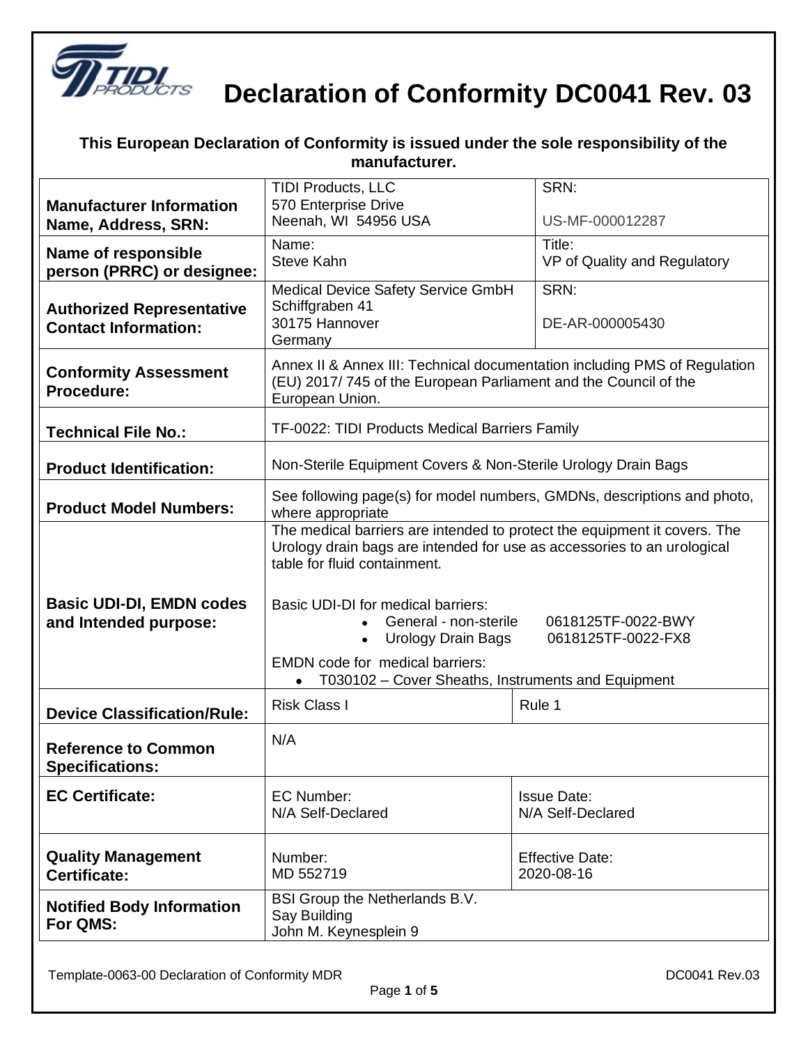# Declaration of Conformity DC0041 Rev. 03

**This European Declaration of Conformity is issued under the sole responsibility of the manufacturer.**

| | | |
|---|---|---|
| **Manufacturer Information Name, Address, SRN:** | TIDI Products, LLC<br>570 Enterprise Drive<br>Neenah, WI 54956 USA | SRN:<br><br>US-MF-000012287 |
| **Name of responsible person (PRRC) or designee:** | Name:<br>Steve Kahn | Title:<br>VP of Quality and Regulatory |
| **Authorized Representative Contact Information:** | Medical Device Safety Service GmbH<br>Schiffgraben 41<br>30175 Hannover<br>Germany | SRN:<br><br>DE-AR-000005430 |
| **Conformity Assessment Procedure:** | Annex II & Annex III: Technical documentation including PMS of Regulation (EU) 2017/ 745 of the European Parliament and the Council of the European Union. | |
| **Technical File No.:** | TF-0022: TIDI Products Medical Barriers Family | |
| **Product Identification:** | Non-Sterile Equipment Covers & Non-Sterile Urology Drain Bags | |
| **Product Model Numbers:** | See following page(s) for model numbers, GMDNs, descriptions and photo, where appropriate | |
| **Basic UDI-DI, EMDN codes and Intended purpose:** | The medical barriers are intended to protect the equipment it covers. The Urology drain bags are intended for use as accessories to an urological table for fluid containment.<br><br>Basic UDI-DI for medical barriers:<br>• General - non-sterile 0618125TF-0022-BWY<br>• Urology Drain Bags 0618125TF-0022-FX8<br><br>EMDN code for medical barriers:<br>• T030102 – Cover Sheaths, Instruments and Equipment | |
| **Device Classification/Rule:** | Risk Class I | Rule 1 |
| **Reference to Common Specifications:** | N/A | |
| **EC Certificate:** | EC Number:<br>N/A Self-Declared | Issue Date:<br>N/A Self-Declared |
| **Quality Management Certificate:** | Number:<br>MD 552719 | Effective Date:<br>2020-08-16 |
| **Notified Body Information For QMS:** | BSI Group the Netherlands B.V.<br>Say Building<br>John M. Keynesplein 9 | |

Template-0063-00 Declaration of Conformity MDR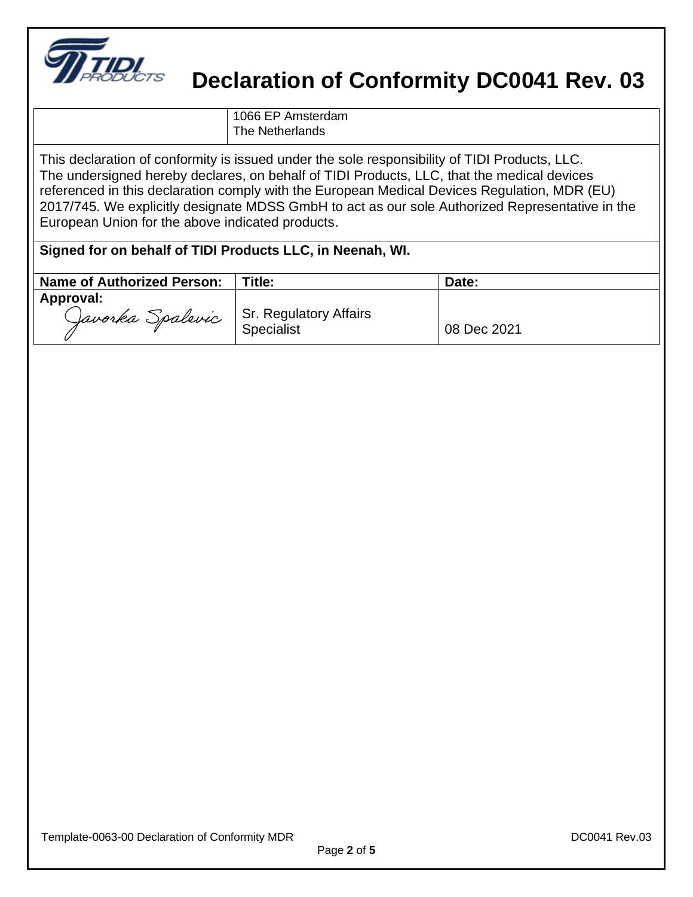# Declaration of Conformity DC0041 Rev. 03

| | |
|---|---|
| | 1066 EP Amsterdam<br>The Netherlands |

This declaration of conformity is issued under the sole responsibility of TIDI Products, LLC. The undersigned hereby declares, on behalf of TIDI Products, LLC, that the medical devices referenced in this declaration comply with the European Medical Devices Regulation, MDR (EU) 2017/745. We explicitly designate MDSS GmbH to act as our sole Authorized Representative in the European Union for the above indicated products.

**Signed for on behalf of TIDI Products LLC, in Neenah, WI.**

| Name of Authorized Person: | Title: | Date: |
|---|---|---|
| **Approval:** Javorka Spalevic | Sr. Regulatory Affairs Specialist | 08 Dec 2021 |

Template-0063-00 Declaration of Conformity MDR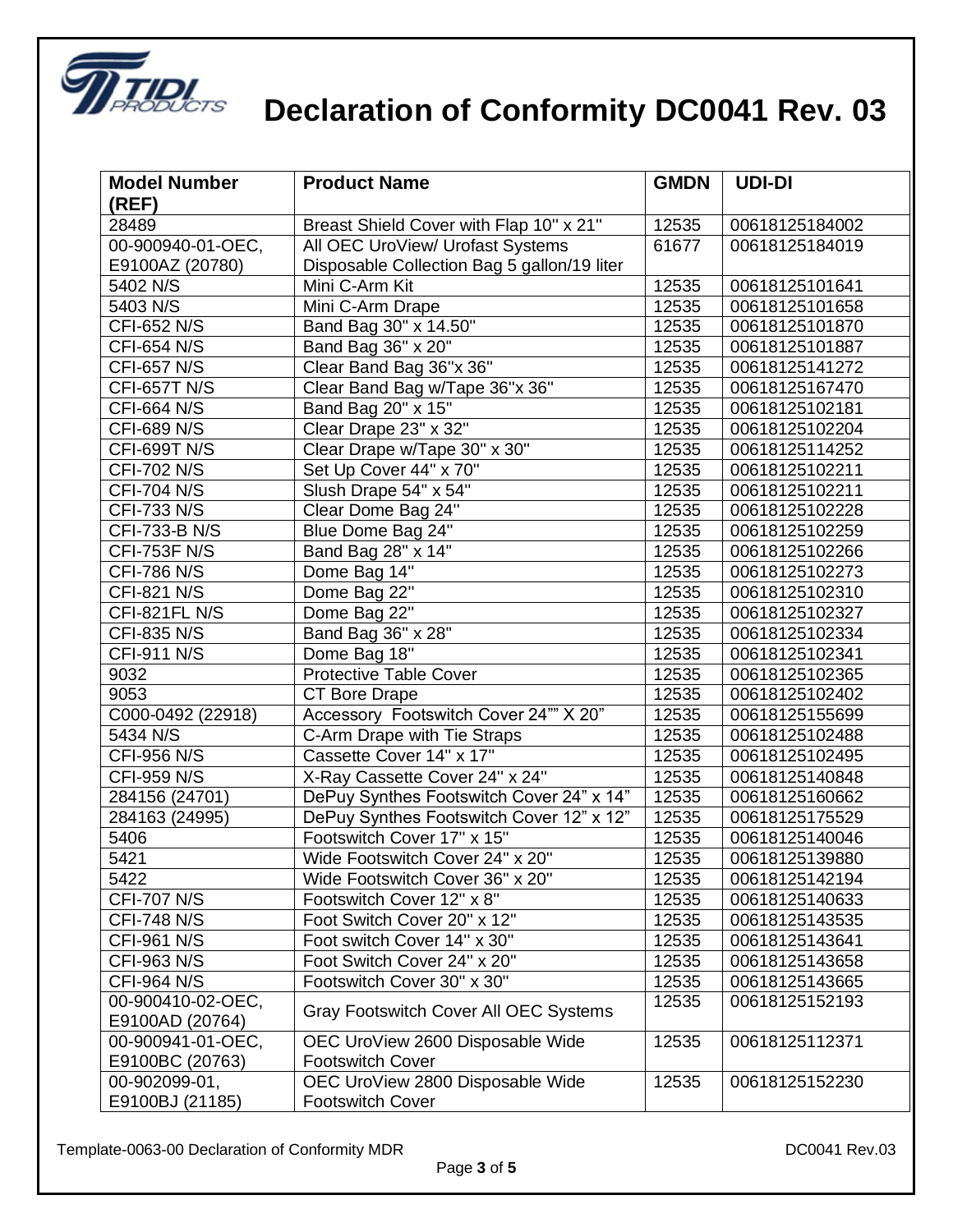# Declaration of Conformity DC0041 Rev. 03

| Model Number (REF) | Product Name | GMDN | UDI-DI |
|---|---|---|---|
| 28489 | Breast Shield Cover with Flap 10" x 21" | 12535 | 00618125184002 |
| 00-900940-01-OEC, E9100AZ (20780) | All OEC UroView/ Urofast Systems Disposable Collection Bag 5 gallon/19 liter | 61677 | 00618125184019 |
| 5402 N/S | Mini C-Arm Kit | 12535 | 00618125101641 |
| 5403 N/S | Mini C-Arm Drape | 12535 | 00618125101658 |
| CFI-652 N/S | Band Bag 30" x 14.50" | 12535 | 00618125101870 |
| CFI-654 N/S | Band Bag 36" x 20" | 12535 | 00618125101887 |
| CFI-657 N/S | Clear Band Bag 36"x 36" | 12535 | 00618125141272 |
| CFI-657T N/S | Clear Band Bag w/Tape 36"x 36" | 12535 | 00618125167470 |
| CFI-664 N/S | Band Bag 20" x 15" | 12535 | 00618125102181 |
| CFI-689 N/S | Clear Drape 23" x 32" | 12535 | 00618125102204 |
| CFI-699T N/S | Clear Drape w/Tape 30" x 30" | 12535 | 00618125114252 |
| CFI-702 N/S | Set Up Cover 44" x 70" | 12535 | 00618125102211 |
| CFI-704 N/S | Slush Drape 54" x 54" | 12535 | 00618125102211 |
| CFI-733 N/S | Clear Dome Bag 24" | 12535 | 00618125102228 |
| CFI-733-B N/S | Blue Dome Bag 24" | 12535 | 00618125102259 |
| CFI-753F N/S | Band Bag 28" x 14" | 12535 | 00618125102266 |
| CFI-786 N/S | Dome Bag 14" | 12535 | 00618125102273 |
| CFI-821 N/S | Dome Bag 22" | 12535 | 00618125102310 |
| CFI-821FL N/S | Dome Bag 22" | 12535 | 00618125102327 |
| CFI-835 N/S | Band Bag 36" x 28" | 12535 | 00618125102334 |
| CFI-911 N/S | Dome Bag 18" | 12535 | 00618125102341 |
| 9032 | Protective Table Cover | 12535 | 00618125102365 |
| 9053 | CT Bore Drape | 12535 | 00618125102402 |
| C000-0492 (22918) | Accessory Footswitch Cover 24"" X 20" | 12535 | 00618125155699 |
| 5434 N/S | C-Arm Drape with Tie Straps | 12535 | 00618125102488 |
| CFI-956 N/S | Cassette Cover 14" x 17" | 12535 | 00618125102495 |
| CFI-959 N/S | X-Ray Cassette Cover 24" x 24" | 12535 | 00618125140848 |
| 284156 (24701) | DePuy Synthes Footswitch Cover 24" x 14" | 12535 | 00618125160662 |
| 284163 (24995) | DePuy Synthes Footswitch Cover 12" x 12" | 12535 | 00618125175529 |
| 5406 | Footswitch Cover 17" x 15" | 12535 | 00618125140046 |
| 5421 | Wide Footswitch Cover 24" x 20" | 12535 | 00618125139880 |
| 5422 | Wide Footswitch Cover 36" x 20" | 12535 | 00618125142194 |
| CFI-707 N/S | Footswitch Cover 12" x 8" | 12535 | 00618125140633 |
| CFI-748 N/S | Foot Switch Cover 20" x 12" | 12535 | 00618125143535 |
| CFI-961 N/S | Foot switch Cover 14" x 30" | 12535 | 00618125143641 |
| CFI-963 N/S | Foot Switch Cover 24" x 20" | 12535 | 00618125143658 |
| CFI-964 N/S | Footswitch Cover 30" x 30" | 12535 | 00618125143665 |
| 00-900410-02-OEC, E9100AD (20764) | Gray Footswitch Cover All OEC Systems | 12535 | 00618125152193 |
| 00-900941-01-OEC, E9100BC (20763) | OEC UroView 2600 Disposable Wide Footswitch Cover | 12535 | 00618125112371 |
| 00-902099-01, E9100BJ (21185) | OEC UroView 2800 Disposable Wide Footswitch Cover | 12535 | 00618125152230 |

Template-0063-00 Declaration of Conformity MDR DC0041 Rev.03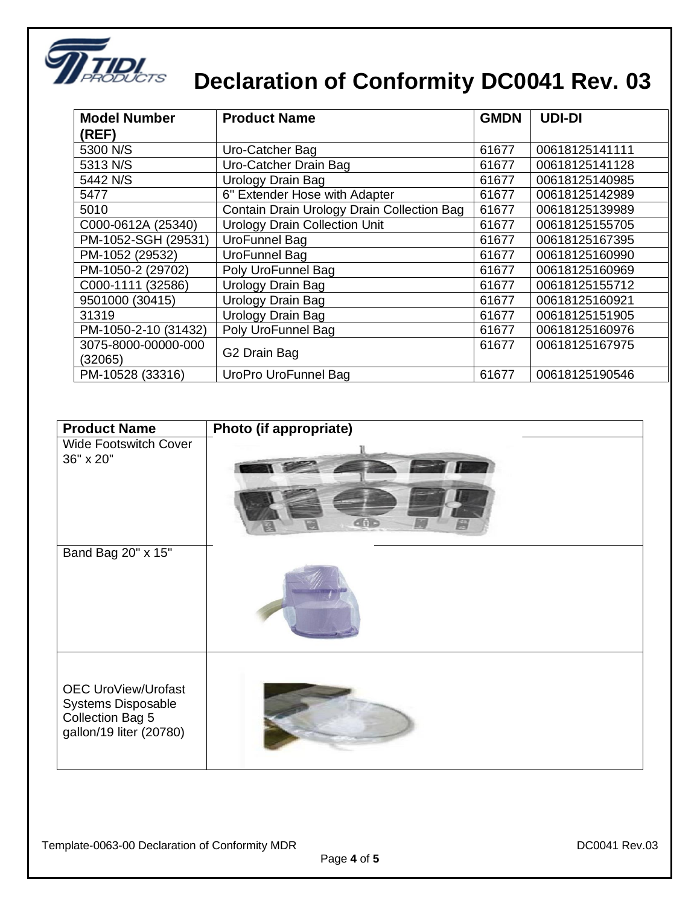# Declaration of Conformity DC0041 Rev. 03

| Model Number (REF) | Product Name | GMDN | UDI-DI |
|---|---|---|---|
| 5300 N/S | Uro-Catcher Bag | 61677 | 00618125141111 |
| 5313 N/S | Uro-Catcher Drain Bag | 61677 | 00618125141128 |
| 5442 N/S | Urology Drain Bag | 61677 | 00618125140985 |
| 5477 | 6" Extender Hose with Adapter | 61677 | 00618125142989 |
| 5010 | Contain Drain Urology Drain Collection Bag | 61677 | 00618125139989 |
| C000-0612A (25340) | Urology Drain Collection Unit | 61677 | 00618125155705 |
| PM-1052-SGH (29531) | UroFunnel Bag | 61677 | 00618125167395 |
| PM-1052 (29532) | UroFunnel Bag | 61677 | 00618125160990 |
| PM-1050-2 (29702) | Poly UroFunnel Bag | 61677 | 00618125160969 |
| C000-1111 (32586) | Urology Drain Bag | 61677 | 00618125155712 |
| 9501000 (30415) | Urology Drain Bag | 61677 | 00618125160921 |
| 31319 | Urology Drain Bag | 61677 | 00618125151905 |
| PM-1050-2-10 (31432) | Poly UroFunnel Bag | 61677 | 00618125160976 |
| 3075-8000-00000-000 (32065) | G2 Drain Bag | 61677 | 00618125167975 |
| PM-10528 (33316) | UroPro UroFunnel Bag | 61677 | 00618125190546 |

| Product Name | Photo (if appropriate) |
|---|---|
| Wide Footswitch Cover 36" x 20" | |
| Band Bag 20" x 15" | |
| OEC UroView/Urofast Systems Disposable Collection Bag 5 gallon/19 liter (20780) | |

Template-0063-00 Declaration of Conformity MDR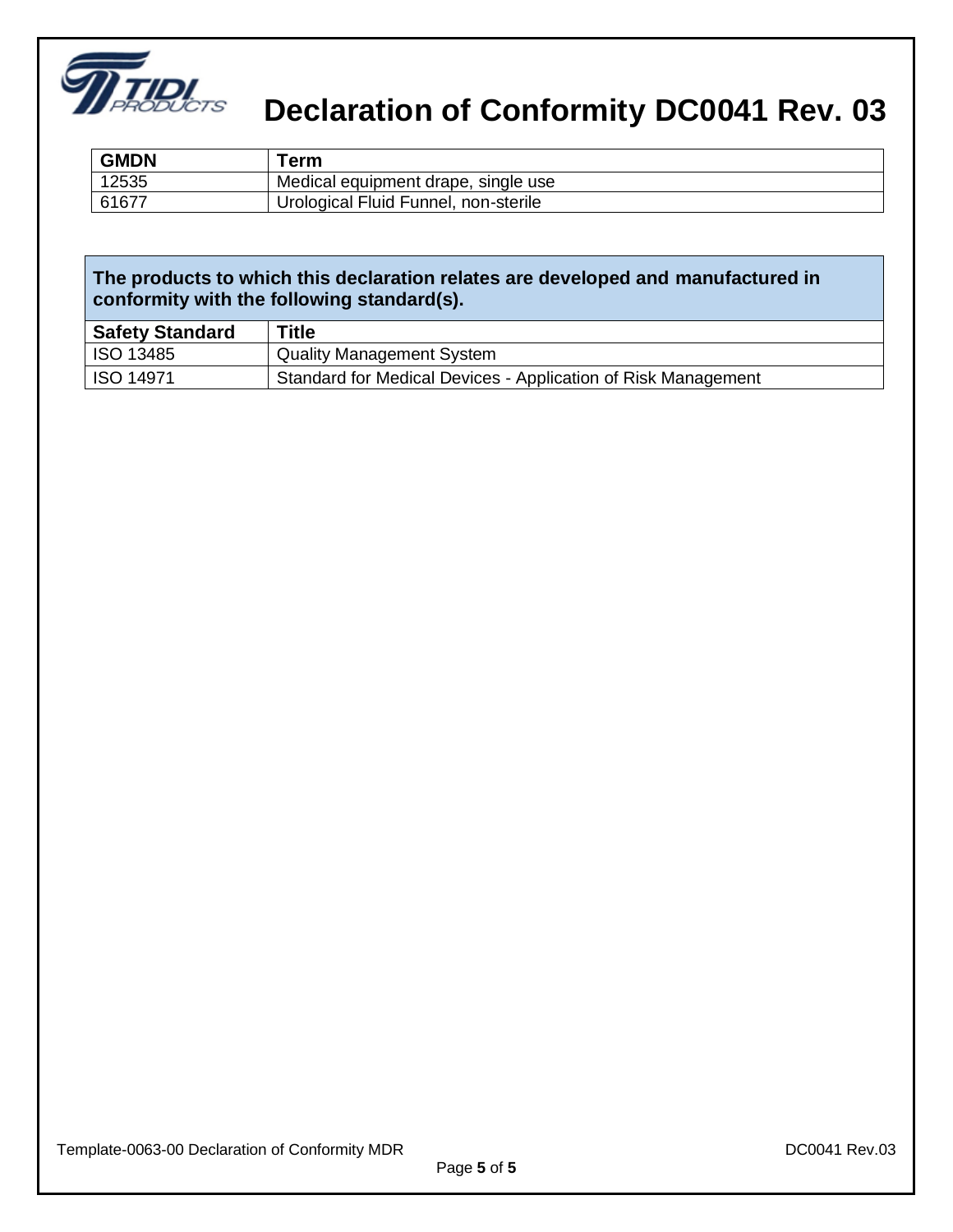# Declaration of Conformity DC0041 Rev. 03

| GMDN | Term |
|---|---|
| 12535 | Medical equipment drape, single use |
| 61677 | Urological Fluid Funnel, non-sterile |

| **The products to which this declaration relates are developed and manufactured in conformity with the following standard(s).** | |
|---|---|
| **Safety Standard** | **Title** |
| ISO 13485 | Quality Management System |
| ISO 14971 | Standard for Medical Devices - Application of Risk Management |